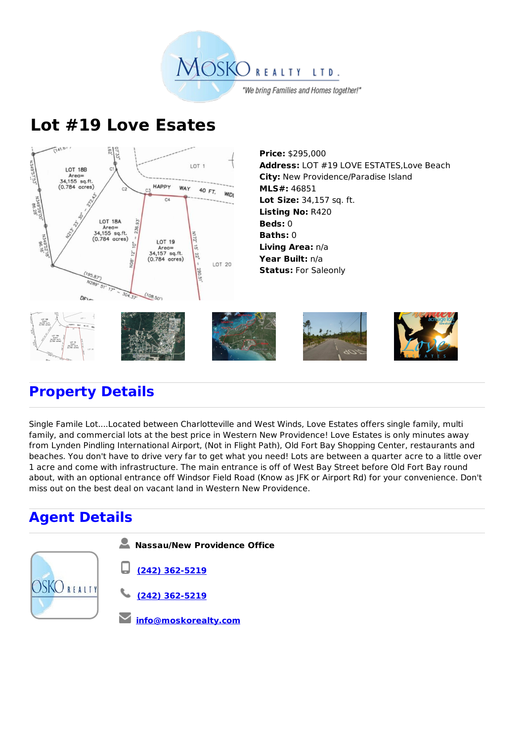# Lot #19 Love Esates

**Price:** $295,000
**Address:** LOT #19 LOVE ESTATES,Love Beach
**City:** New Providence/Paradise Island
**MLS#:** 46851
**Lot Size:** 34,157 sq. ft.
**Listing No:** R420
**Beds:** 0
**Baths:** 0
**Living Area:** n/a
**Year Built:** n/a
**Status:** For Saleonly

## Property Details

Single Famile Lot....Located between Charlotteville and West Winds, Love Estates offers single family, multi family, and commercial lots at the best price in Western New Providence! Love Estates is only minutes away from Lynden Pindling International Airport, (Not in Flight Path), Old Fort Bay Shopping Center, restaurants and beaches. You don't have to drive very far to get what you need! Lots are between a quarter acre to a little over 1 acre and come with infrastructure. The main entrance is off of West Bay Street before Old Fort Bay round about, with an optional entrance off Windsor Field Road (Know as JFK or Airport Rd) for your convenience. Don't miss out on the best deal on vacant land in Western New Providence.

## Agent Details

**Nassau/New Providence Office**

(242) 362-5219

(242) 362-5219

info@moskorealty.com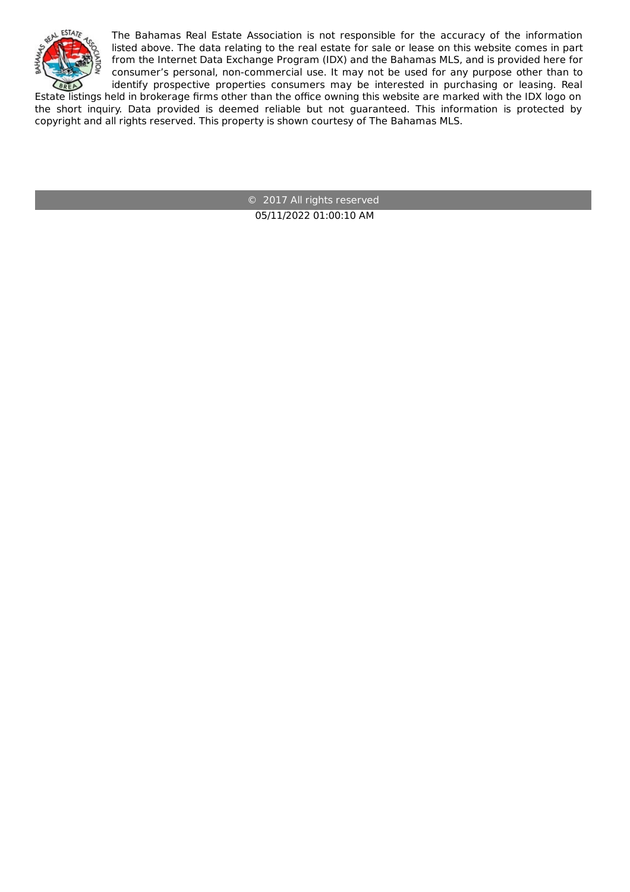The Bahamas Real Estate Association is not responsible for the accuracy of the information listed above. The data relating to the real estate for sale or lease on this website comes in part from the Internet Data Exchange Program (IDX) and the Bahamas MLS, and is provided here for consumer's personal, non-commercial use. It may not be used for any purpose other than to identify prospective properties consumers may be interested in purchasing or leasing. Real Estate listings held in brokerage firms other than the office owning this website are marked with the IDX logo on the short inquiry. Data provided is deemed reliable but not guaranteed. This information is protected by copyright and all rights reserved. This property is shown courtesy of The Bahamas MLS.

© 2017 All rights reserved

05/11/2022 01:00:10 AM